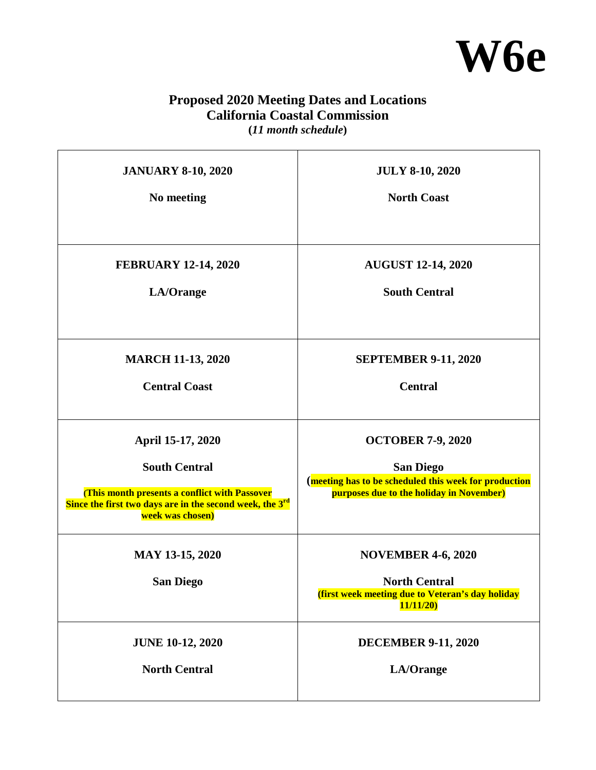# W6e

## Proposed 2020 Meeting Dates and Locations
## California Coastal Commission
**(*11 month schedule*)**

| | |
|---|---|
| **JANUARY 8-10, 2020**<br><br>**No meeting** | **JULY 8-10, 2020**<br><br>**North Coast** |
| **FEBRUARY 12-14, 2020**<br><br>**LA/Orange** | **AUGUST 12-14, 2020**<br><br>**South Central** |
| **MARCH 11-13, 2020**<br><br>**Central Coast** | **SEPTEMBER 9-11, 2020**<br><br>**Central** |
| **April 15-17, 2020**<br><br>**South Central**<br><br>**(This month presents a conflict with Passover Since the first two days are in the second week, the 3rd week was chosen)** | **OCTOBER 7-9, 2020**<br><br>**San Diego**<br>**(meeting has to be scheduled this week for production purposes due to the holiday in November)** |
| **MAY 13-15, 2020**<br><br>**San Diego** | **NOVEMBER 4-6, 2020**<br><br>**North Central**<br>**(first week meeting due to Veteran's day holiday 11/11/20)** |
| **JUNE 10-12, 2020**<br><br>**North Central** | **DECEMBER 9-11, 2020**<br><br>**LA/Orange** |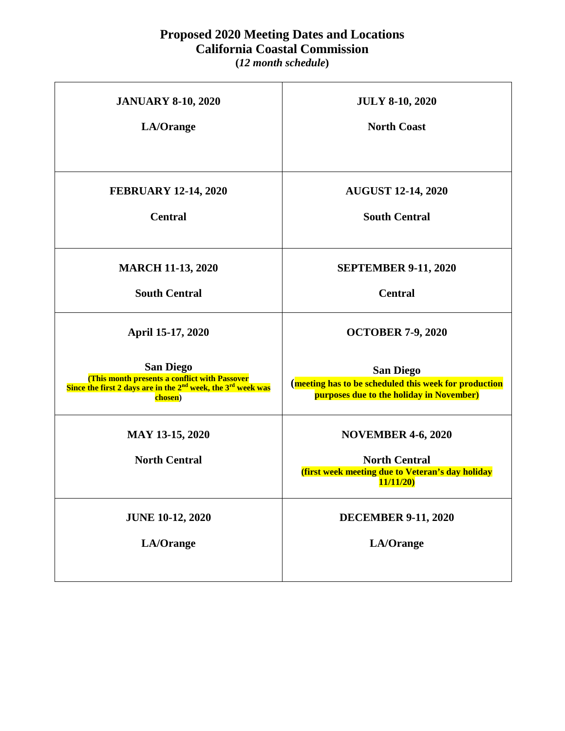# Proposed 2020 Meeting Dates and Locations
# California Coastal Commission
**(*12 month schedule*)**

| | |
|---|---|
| **JANUARY 8-10, 2020**<br><br>**LA/Orange** | **JULY 8-10, 2020**<br><br>**North Coast** |
| **FEBRUARY 12-14, 2020**<br><br>**Central** | **AUGUST 12-14, 2020**<br><br>**South Central** |
| **MARCH 11-13, 2020**<br><br>**South Central** | **SEPTEMBER 9-11, 2020**<br><br>**Central** |
| **April 15-17, 2020**<br><br>**San Diego**<br>**(This month presents a conflict with Passover Since the first 2 days are in the 2nd week, the 3rd week was chosen)** | **OCTOBER 7-9, 2020**<br><br>**San Diego**<br>**(meeting has to be scheduled this week for production purposes due to the holiday in November)** |
| **MAY 13-15, 2020**<br><br>**North Central** | **NOVEMBER 4-6, 2020**<br><br>**North Central**<br>**(first week meeting due to Veteran's day holiday 11/11/20)** |
| **JUNE 10-12, 2020**<br><br>**LA/Orange** | **DECEMBER 9-11, 2020**<br><br>**LA/Orange** |